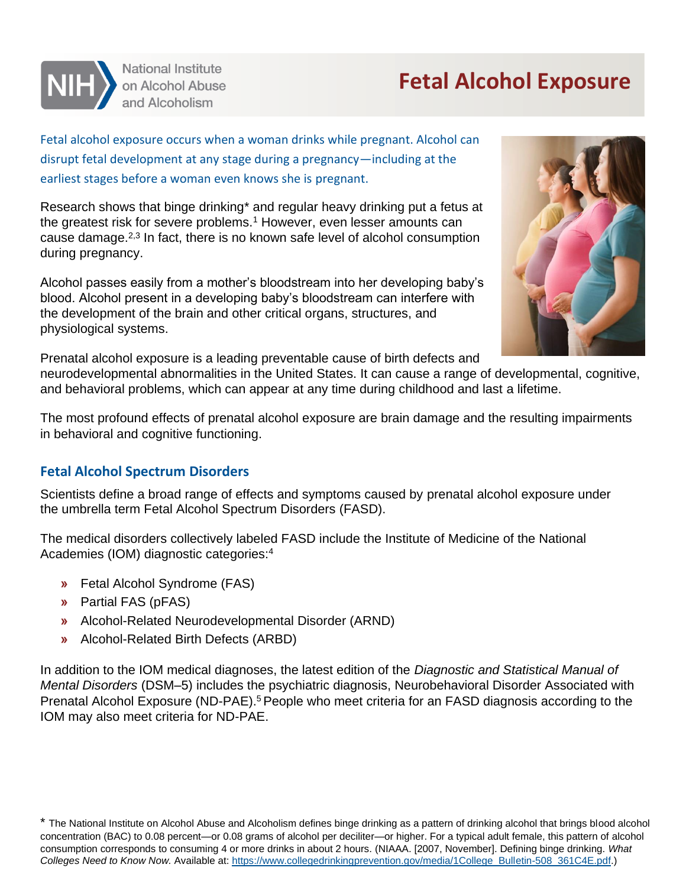National Institute on Alcohol Abuse and Alcoholism

# Fetal Alcohol Exposure

Fetal alcohol exposure occurs when a woman drinks while pregnant. Alcohol can disrupt fetal development at any stage during a pregnancy—including at the earliest stages before a woman even knows she is pregnant.

Research shows that binge drinking* and regular heavy drinking put a fetus at the greatest risk for severe problems.[1] However, even lesser amounts can cause damage.[2,3] In fact, there is no known safe level of alcohol consumption during pregnancy.

Alcohol passes easily from a mother's bloodstream into her developing baby's blood. Alcohol present in a developing baby's bloodstream can interfere with the development of the brain and other critical organs, structures, and physiological systems.

Prenatal alcohol exposure is a leading preventable cause of birth defects and neurodevelopmental abnormalities in the United States. It can cause a range of developmental, cognitive, and behavioral problems, which can appear at any time during childhood and last a lifetime.

The most profound effects of prenatal alcohol exposure are brain damage and the resulting impairments in behavioral and cognitive functioning.

## Fetal Alcohol Spectrum Disorders

Scientists define a broad range of effects and symptoms caused by prenatal alcohol exposure under the umbrella term Fetal Alcohol Spectrum Disorders (FASD).

The medical disorders collectively labeled FASD include the Institute of Medicine of the National Academies (IOM) diagnostic categories:[4]

- Fetal Alcohol Syndrome (FAS)
- Partial FAS (pFAS)
- Alcohol-Related Neurodevelopmental Disorder (ARND)
- Alcohol-Related Birth Defects (ARBD)

In addition to the IOM medical diagnoses, the latest edition of the *Diagnostic and Statistical Manual of Mental Disorders* (DSM–5) includes the psychiatric diagnosis, Neurobehavioral Disorder Associated with Prenatal Alcohol Exposure (ND-PAE).[5] People who meet criteria for an FASD diagnosis according to the IOM may also meet criteria for ND-PAE.

* The National Institute on Alcohol Abuse and Alcoholism defines binge drinking as a pattern of drinking alcohol that brings blood alcohol concentration (BAC) to 0.08 percent—or 0.08 grams of alcohol per deciliter—or higher. For a typical adult female, this pattern of alcohol consumption corresponds to consuming 4 or more drinks in about 2 hours. (NIAAA. [2007, November]. Defining binge drinking. *What Colleges Need to Know Now.* Available at: https://www.collegedrinkingprevention.gov/media/1College_Bulletin-508_361C4E.pdf.)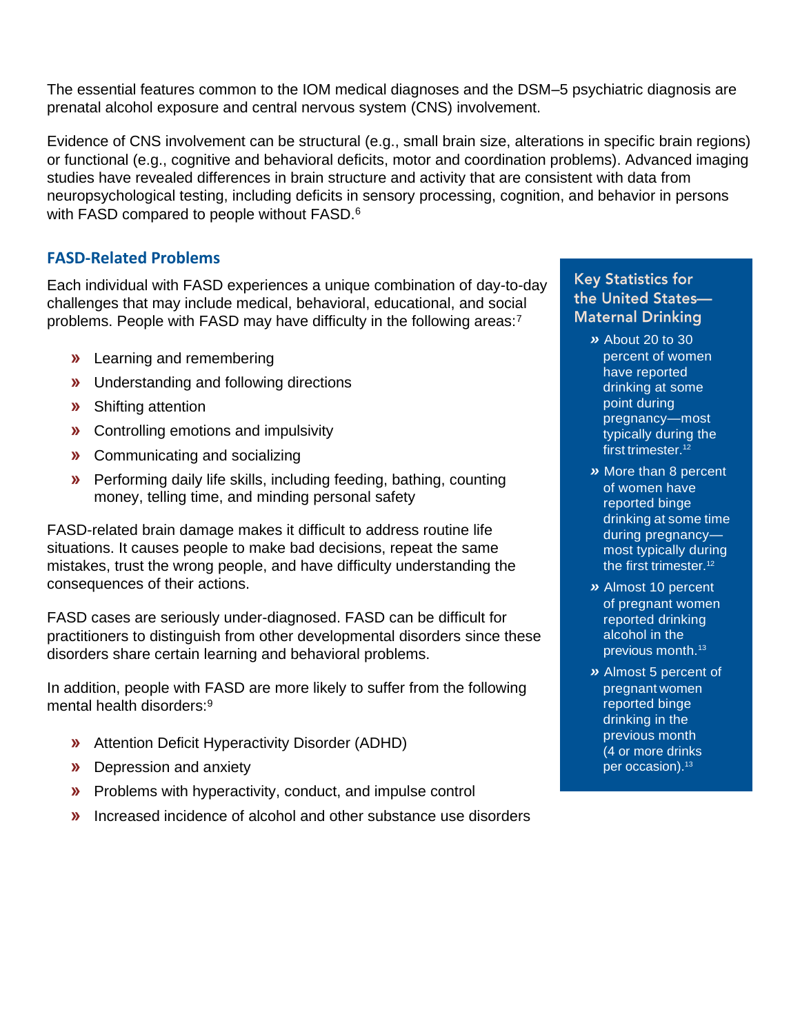The essential features common to the IOM medical diagnoses and the DSM–5 psychiatric diagnosis are prenatal alcohol exposure and central nervous system (CNS) involvement.

Evidence of CNS involvement can be structural (e.g., small brain size, alterations in specific brain regions) or functional (e.g., cognitive and behavioral deficits, motor and coordination problems). Advanced imaging studies have revealed differences in brain structure and activity that are consistent with data from neuropsychological testing, including deficits in sensory processing, cognition, and behavior in persons with FASD compared to people without FASD.[6]

## FASD-Related Problems

Each individual with FASD experiences a unique combination of day-to-day challenges that may include medical, behavioral, educational, and social problems. People with FASD may have difficulty in the following areas:[7]

- Learning and remembering
- Understanding and following directions
- Shifting attention
- Controlling emotions and impulsivity
- Communicating and socializing
- Performing daily life skills, including feeding, bathing, counting money, telling time, and minding personal safety

FASD-related brain damage makes it difficult to address routine life situations. It causes people to make bad decisions, repeat the same mistakes, trust the wrong people, and have difficulty understanding the consequences of their actions.

FASD cases are seriously under-diagnosed. FASD can be difficult for practitioners to distinguish from other developmental disorders since these disorders share certain learning and behavioral problems.

In addition, people with FASD are more likely to suffer from the following mental health disorders:[9]

- Attention Deficit Hyperactivity Disorder (ADHD)
- Depression and anxiety
- Problems with hyperactivity, conduct, and impulse control
- Increased incidence of alcohol and other substance use disorders

### Key Statistics for the United States—Maternal Drinking

- About 20 to 30 percent of women have reported drinking at some point during pregnancy—most typically during the first trimester.[12]
- More than 8 percent of women have reported binge drinking at some time during pregnancy—most typically during the first trimester.[12]
- Almost 10 percent of pregnant women reported drinking alcohol in the previous month.[13]
- Almost 5 percent of pregnant women reported binge drinking in the previous month (4 or more drinks per occasion).[13]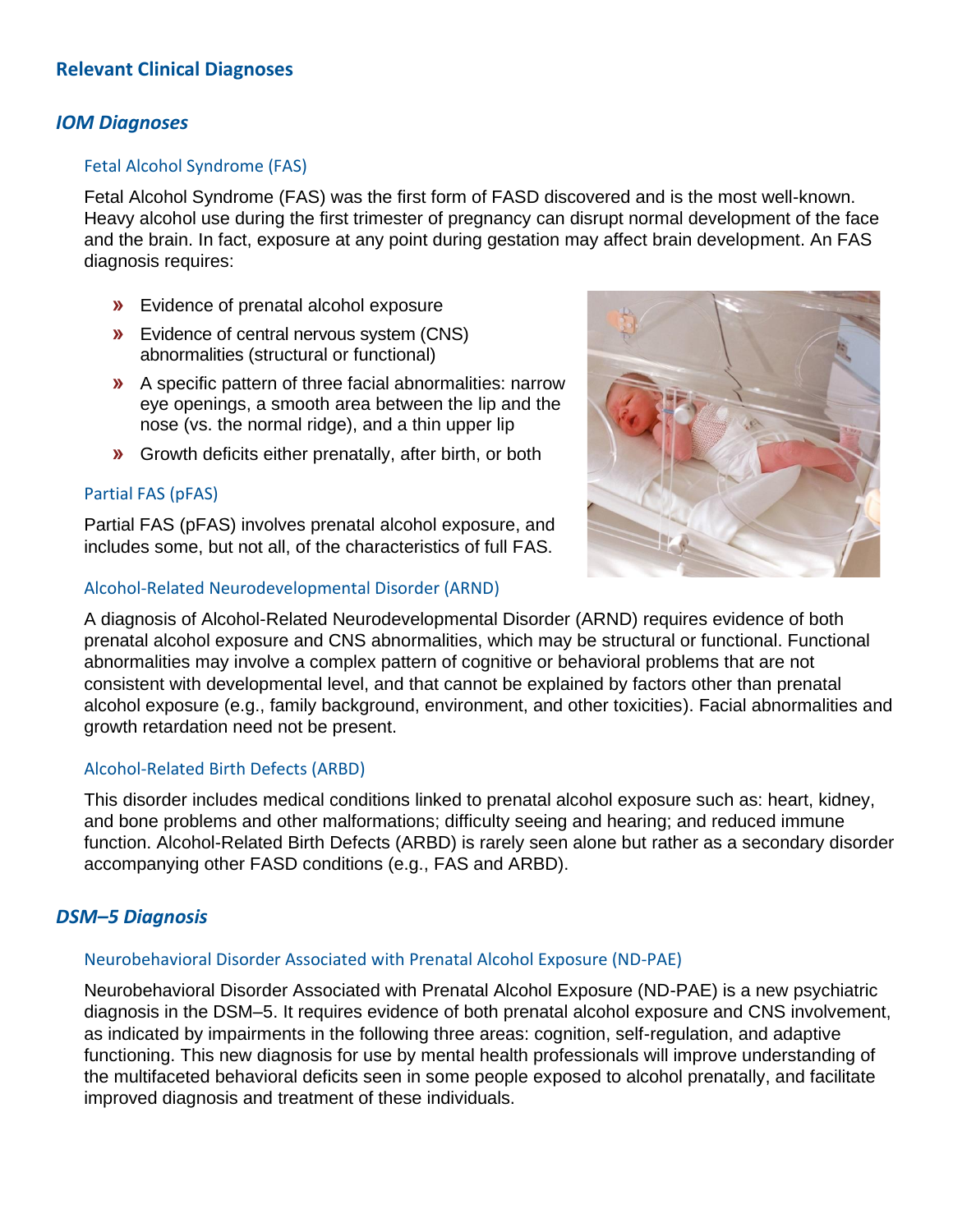## Relevant Clinical Diagnoses

### *IOM Diagnoses*

#### Fetal Alcohol Syndrome (FAS)

Fetal Alcohol Syndrome (FAS) was the first form of FASD discovered and is the most well-known. Heavy alcohol use during the first trimester of pregnancy can disrupt normal development of the face and the brain. In fact, exposure at any point during gestation may affect brain development. An FAS diagnosis requires:

- Evidence of prenatal alcohol exposure
- Evidence of central nervous system (CNS) abnormalities (structural or functional)
- A specific pattern of three facial abnormalities: narrow eye openings, a smooth area between the lip and the nose (vs. the normal ridge), and a thin upper lip
- Growth deficits either prenatally, after birth, or both

#### Partial FAS (pFAS)

Partial FAS (pFAS) involves prenatal alcohol exposure, and includes some, but not all, of the characteristics of full FAS.

#### Alcohol-Related Neurodevelopmental Disorder (ARND)

A diagnosis of Alcohol-Related Neurodevelopmental Disorder (ARND) requires evidence of both prenatal alcohol exposure and CNS abnormalities, which may be structural or functional. Functional abnormalities may involve a complex pattern of cognitive or behavioral problems that are not consistent with developmental level, and that cannot be explained by factors other than prenatal alcohol exposure (e.g., family background, environment, and other toxicities). Facial abnormalities and growth retardation need not be present.

#### Alcohol-Related Birth Defects (ARBD)

This disorder includes medical conditions linked to prenatal alcohol exposure such as: heart, kidney, and bone problems and other malformations; difficulty seeing and hearing; and reduced immune function. Alcohol-Related Birth Defects (ARBD) is rarely seen alone but rather as a secondary disorder accompanying other FASD conditions (e.g., FAS and ARBD).

### *DSM–5 Diagnosis*

#### Neurobehavioral Disorder Associated with Prenatal Alcohol Exposure (ND-PAE)

Neurobehavioral Disorder Associated with Prenatal Alcohol Exposure (ND-PAE) is a new psychiatric diagnosis in the DSM–5. It requires evidence of both prenatal alcohol exposure and CNS involvement, as indicated by impairments in the following three areas: cognition, self-regulation, and adaptive functioning. This new diagnosis for use by mental health professionals will improve understanding of the multifaceted behavioral deficits seen in some people exposed to alcohol prenatally, and facilitate improved diagnosis and treatment of these individuals.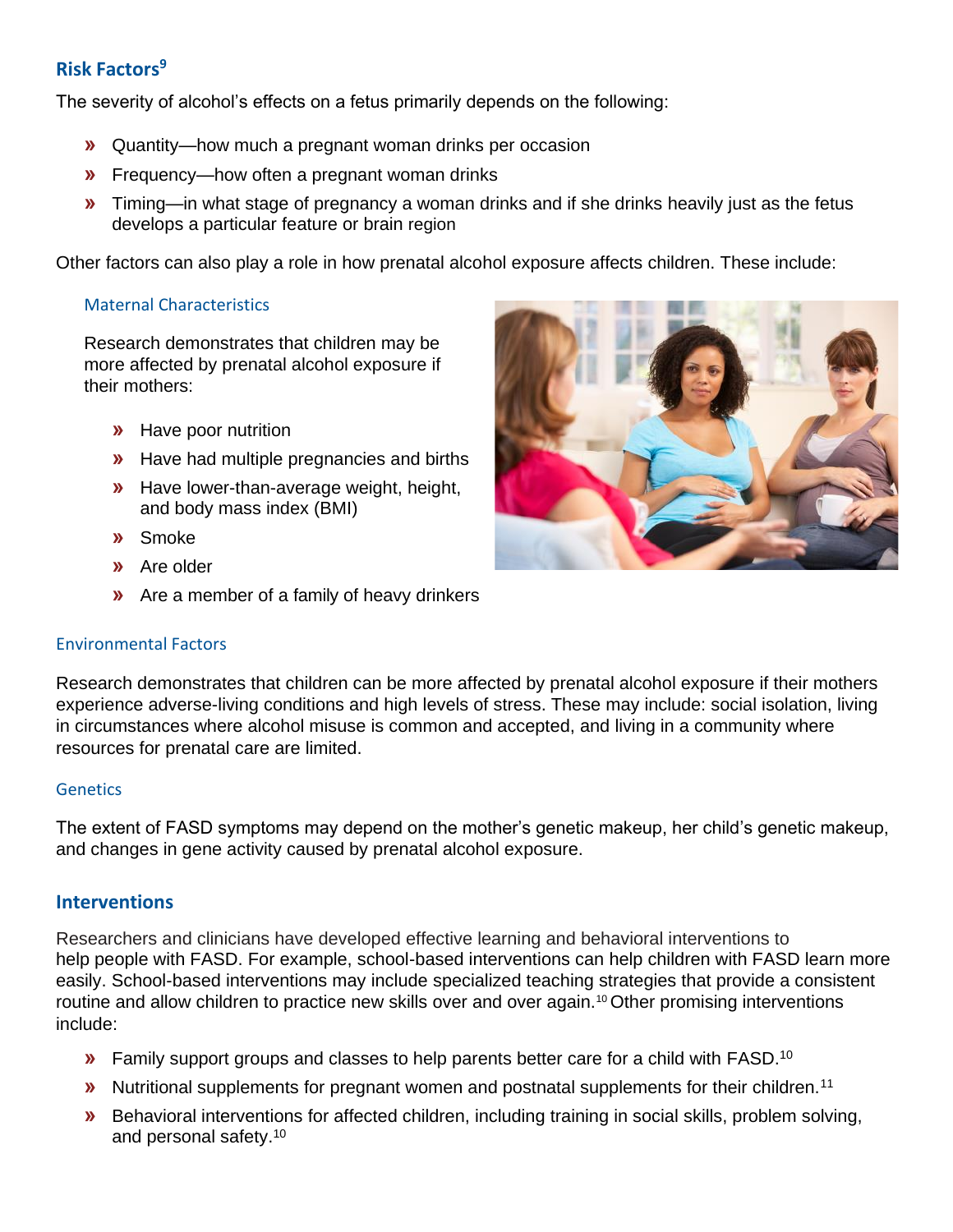## Risk Factors[9]

The severity of alcohol's effects on a fetus primarily depends on the following:

- Quantity—how much a pregnant woman drinks per occasion
- Frequency—how often a pregnant woman drinks
- Timing—in what stage of pregnancy a woman drinks and if she drinks heavily just as the fetus develops a particular feature or brain region

Other factors can also play a role in how prenatal alcohol exposure affects children. These include:

### Maternal Characteristics

Research demonstrates that children may be more affected by prenatal alcohol exposure if their mothers:

- Have poor nutrition
- Have had multiple pregnancies and births
- Have lower-than-average weight, height, and body mass index (BMI)
- Smoke
- Are older
- Are a member of a family of heavy drinkers

### Environmental Factors

Research demonstrates that children can be more affected by prenatal alcohol exposure if their mothers experience adverse-living conditions and high levels of stress. These may include: social isolation, living in circumstances where alcohol misuse is common and accepted, and living in a community where resources for prenatal care are limited.

### Genetics

The extent of FASD symptoms may depend on the mother's genetic makeup, her child's genetic makeup, and changes in gene activity caused by prenatal alcohol exposure.

## Interventions

Researchers and clinicians have developed effective learning and behavioral interventions to help people with FASD. For example, school-based interventions can help children with FASD learn more easily. School-based interventions may include specialized teaching strategies that provide a consistent routine and allow children to practice new skills over and over again.[10] Other promising interventions include:

- Family support groups and classes to help parents better care for a child with FASD.[10]
- Nutritional supplements for pregnant women and postnatal supplements for their children.[11]
- Behavioral interventions for affected children, including training in social skills, problem solving, and personal safety.[10]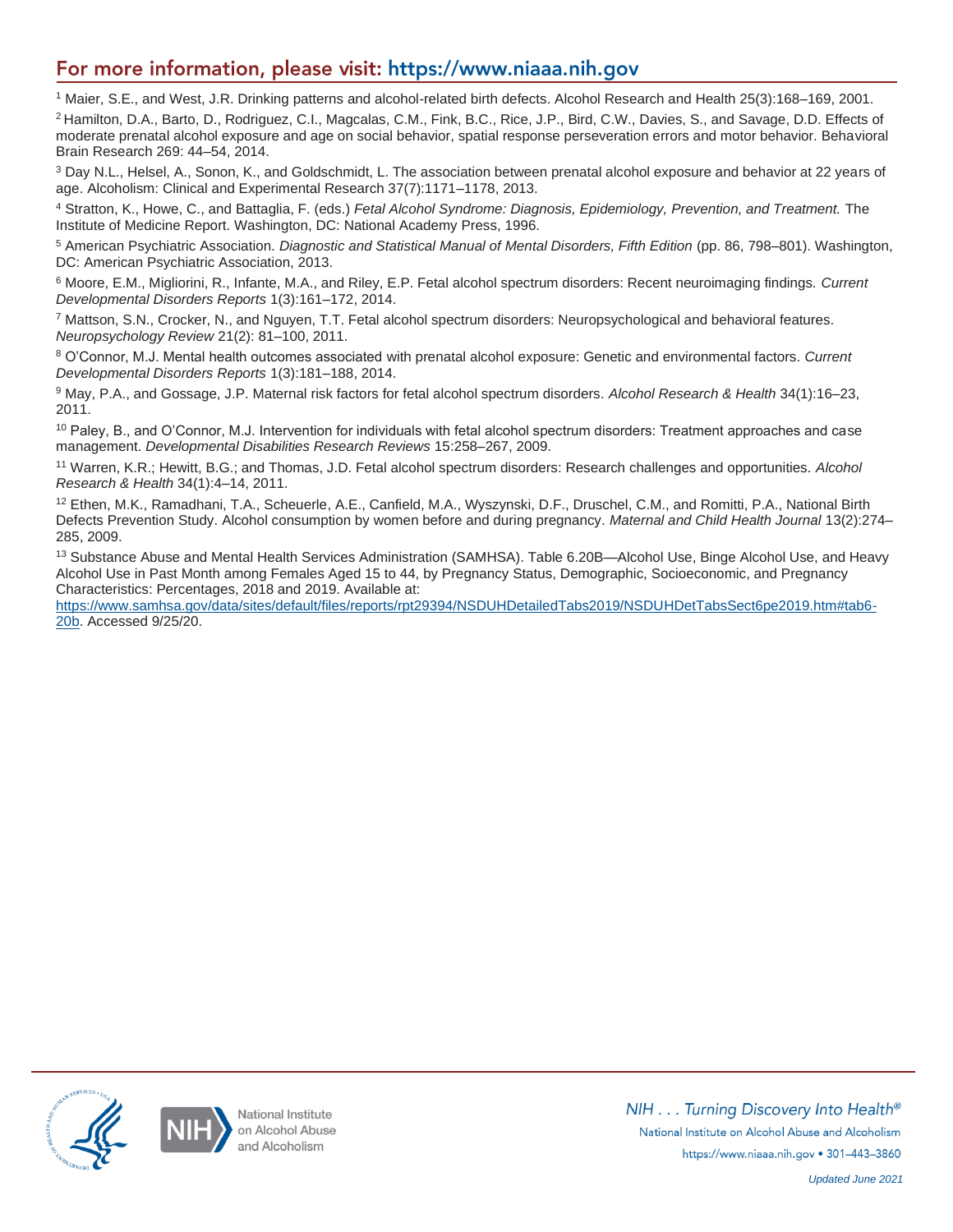## For more information, please visit: https://www.niaaa.nih.gov

[1] Maier, S.E., and West, J.R. Drinking patterns and alcohol-related birth defects. Alcohol Research and Health 25(3):168–169, 2001.

[2] Hamilton, D.A., Barto, D., Rodriguez, C.I., Magcalas, C.M., Fink, B.C., Rice, J.P., Bird, C.W., Davies, S., and Savage, D.D. Effects of moderate prenatal alcohol exposure and age on social behavior, spatial response perseveration errors and motor behavior. Behavioral Brain Research 269: 44–54, 2014.

[3] Day N.L., Helsel, A., Sonon, K., and Goldschmidt, L. The association between prenatal alcohol exposure and behavior at 22 years of age. Alcoholism: Clinical and Experimental Research 37(7):1171–1178, 2013.

[4] Stratton, K., Howe, C., and Battaglia, F. (eds.) *Fetal Alcohol Syndrome: Diagnosis, Epidemiology, Prevention, and Treatment.* The Institute of Medicine Report. Washington, DC: National Academy Press, 1996.

[5] American Psychiatric Association. *Diagnostic and Statistical Manual of Mental Disorders, Fifth Edition* (pp. 86, 798–801). Washington, DC: American Psychiatric Association, 2013.

[6] Moore, E.M., Migliorini, R., Infante, M.A., and Riley, E.P. Fetal alcohol spectrum disorders: Recent neuroimaging findings. *Current Developmental Disorders Reports* 1(3):161–172, 2014.

[7] Mattson, S.N., Crocker, N., and Nguyen, T.T. Fetal alcohol spectrum disorders: Neuropsychological and behavioral features. *Neuropsychology Review* 21(2): 81–100, 2011.

[8] O'Connor, M.J. Mental health outcomes associated with prenatal alcohol exposure: Genetic and environmental factors. *Current Developmental Disorders Reports* 1(3):181–188, 2014.

[9] May, P.A., and Gossage, J.P. Maternal risk factors for fetal alcohol spectrum disorders. *Alcohol Research & Health* 34(1):16–23, 2011.

[10] Paley, B., and O'Connor, M.J. Intervention for individuals with fetal alcohol spectrum disorders: Treatment approaches and case management. *Developmental Disabilities Research Reviews* 15:258–267, 2009.

[11] Warren, K.R.; Hewitt, B.G.; and Thomas, J.D. Fetal alcohol spectrum disorders: Research challenges and opportunities. *Alcohol Research & Health* 34(1):4–14, 2011.

[12] Ethen, M.K., Ramadhani, T.A., Scheuerle, A.E., Canfield, M.A., Wyszynski, D.F., Druschel, C.M., and Romitti, P.A., National Birth Defects Prevention Study. Alcohol consumption by women before and during pregnancy. *Maternal and Child Health Journal* 13(2):274–285, 2009.

[13] Substance Abuse and Mental Health Services Administration (SAMHSA). Table 6.20B—Alcohol Use, Binge Alcohol Use, and Heavy Alcohol Use in Past Month among Females Aged 15 to 44, by Pregnancy Status, Demographic, Socioeconomic, and Pregnancy Characteristics: Percentages, 2018 and 2019. Available at: https://www.samhsa.gov/data/sites/default/files/reports/rpt29394/NSDUHDetailedTabs2019/NSDUHDetTabsSect6pe2019.htm#tab6-20b. Accessed 9/25/20.

National Institute on Alcohol Abuse and Alcoholism

*NIH . . . Turning Discovery Into Health®*

National Institute on Alcohol Abuse and Alcoholism

https://www.niaaa.nih.gov • 301–443–3860

*Updated June 2021*